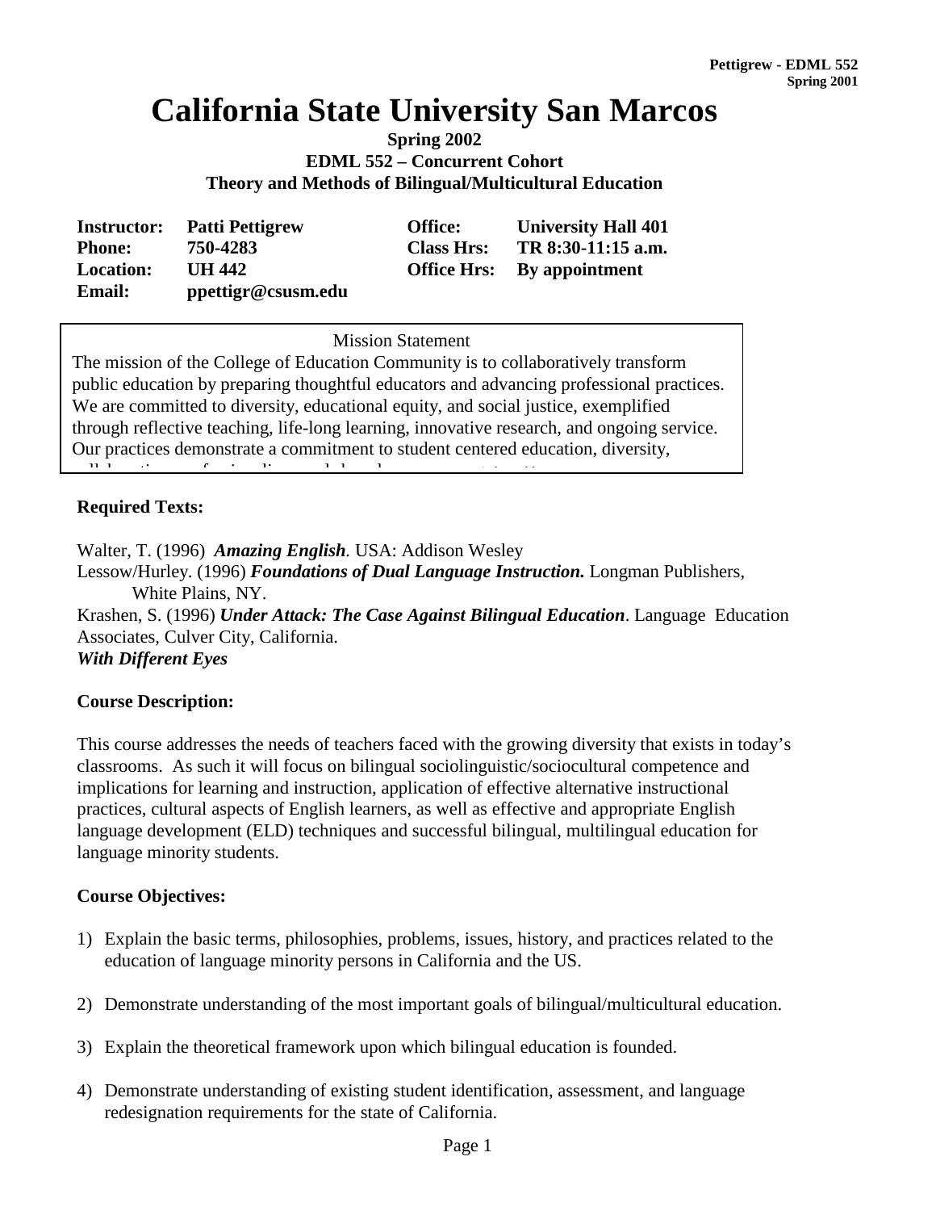# California State University San Marcos

**Spring 2002**
**EDML 552 – Concurrent Cohort**
**Theory and Methods of Bilingual/Multicultural Education**

| | | | |
|---|---|---|---|
| **Instructor:** | **Patti Pettigrew** | **Office:** | **University Hall 401** |
| **Phone:** | **750-4283** | **Class Hrs:** | **TR 8:30-11:15 a.m.** |
| **Location:** | **UH 442** | **Office Hrs:** | **By appointment** |
| **Email:** | **ppettigr@csusm.edu** | | |

Mission Statement

The mission of the College of Education Community is to collaboratively transform public education by preparing thoughtful educators and advancing professional practices. We are committed to diversity, educational equity, and social justice, exemplified through reflective teaching, life-long learning, innovative research, and ongoing service. Our practices demonstrate a commitment to student centered education, diversity,

**Required Texts:**

Walter, T. (1996) ***Amazing English***. USA: Addison Wesley
Lessow/Hurley. (1996) ***Foundations of Dual Language Instruction.*** Longman Publishers, White Plains, NY.
Krashen, S. (1996) ***Under Attack: The Case Against Bilingual Education***. Language Education Associates, Culver City, California.
***With Different Eyes***

**Course Description:**

This course addresses the needs of teachers faced with the growing diversity that exists in today's classrooms. As such it will focus on bilingual sociolinguistic/sociocultural competence and implications for learning and instruction, application of effective alternative instructional practices, cultural aspects of English learners, as well as effective and appropriate English language development (ELD) techniques and successful bilingual, multilingual education for language minority students.

**Course Objectives:**

1) Explain the basic terms, philosophies, problems, issues, history, and practices related to the education of language minority persons in California and the US.

2) Demonstrate understanding of the most important goals of bilingual/multicultural education.

3) Explain the theoretical framework upon which bilingual education is founded.

4) Demonstrate understanding of existing student identification, assessment, and language redesignation requirements for the state of California.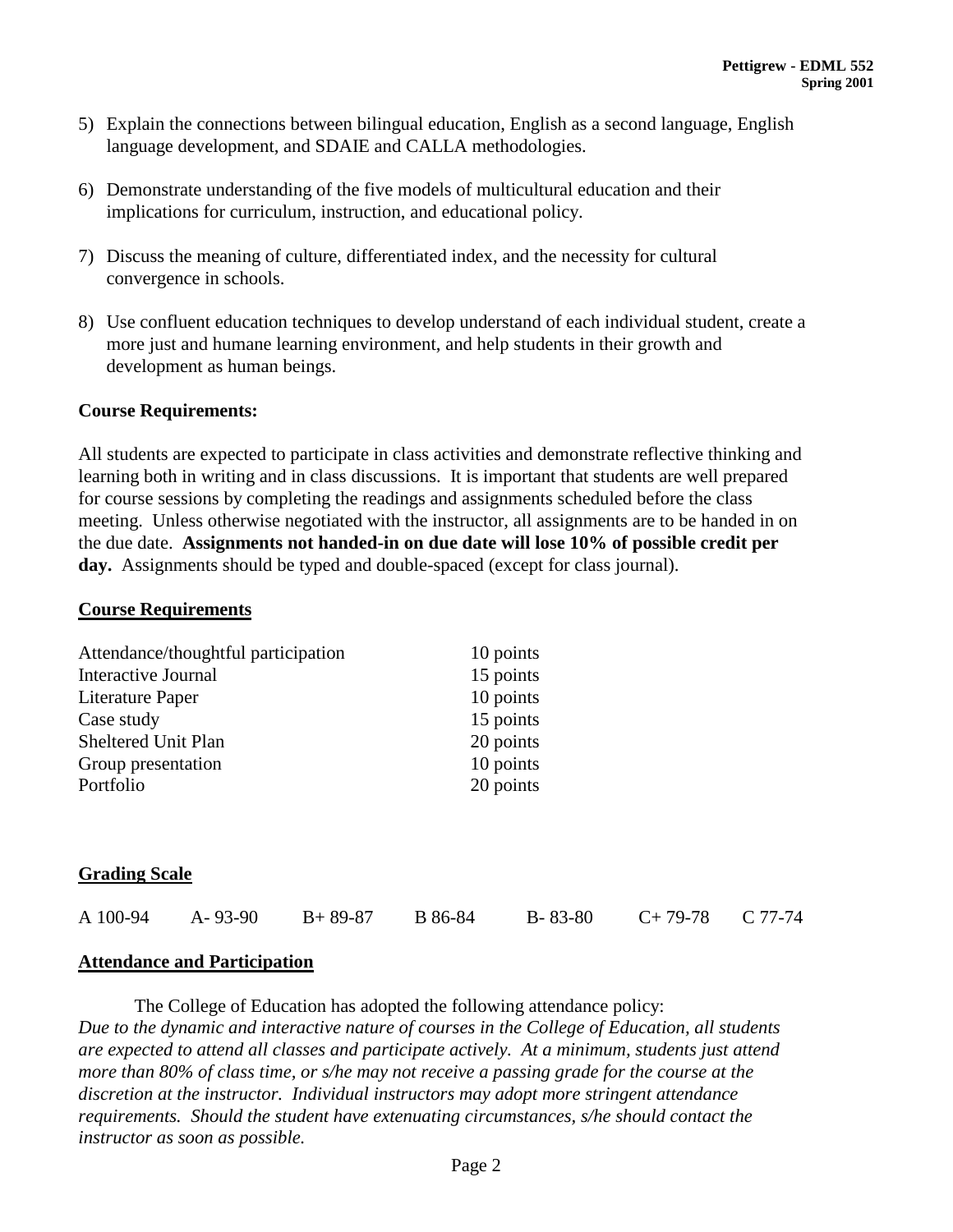5) Explain the connections between bilingual education, English as a second language, English language development, and SDAIE and CALLA methodologies.

6) Demonstrate understanding of the five models of multicultural education and their implications for curriculum, instruction, and educational policy.

7) Discuss the meaning of culture, differentiated index, and the necessity for cultural convergence in schools.

8) Use confluent education techniques to develop understand of each individual student, create a more just and humane learning environment, and help students in their growth and development as human beings.

**Course Requirements:**

All students are expected to participate in class activities and demonstrate reflective thinking and learning both in writing and in class discussions. It is important that students are well prepared for course sessions by completing the readings and assignments scheduled before the class meeting. Unless otherwise negotiated with the instructor, all assignments are to be handed in on the due date. **Assignments not handed-in on due date will lose 10% of possible credit per day.** Assignments should be typed and double-spaced (except for class journal).

**<u>Course Requirements</u>**

| | |
|---|---|
| Attendance/thoughtful participation | 10 points |
| Interactive Journal | 15 points |
| Literature Paper | 10 points |
| Case study | 15 points |
| Sheltered Unit Plan | 20 points |
| Group presentation | 10 points |
| Portfolio | 20 points |

**<u>Grading Scale</u>**

A 100-94   A- 93-90   B+ 89-87   B 86-84   B- 83-80   C+ 79-78   C 77-74

**<u>Attendance and Participation</u>**

The College of Education has adopted the following attendance policy:
*Due to the dynamic and interactive nature of courses in the College of Education, all students are expected to attend all classes and participate actively. At a minimum, students just attend more than 80% of class time, or s/he may not receive a passing grade for the course at the discretion at the instructor. Individual instructors may adopt more stringent attendance requirements. Should the student have extenuating circumstances, s/he should contact the instructor as soon as possible.*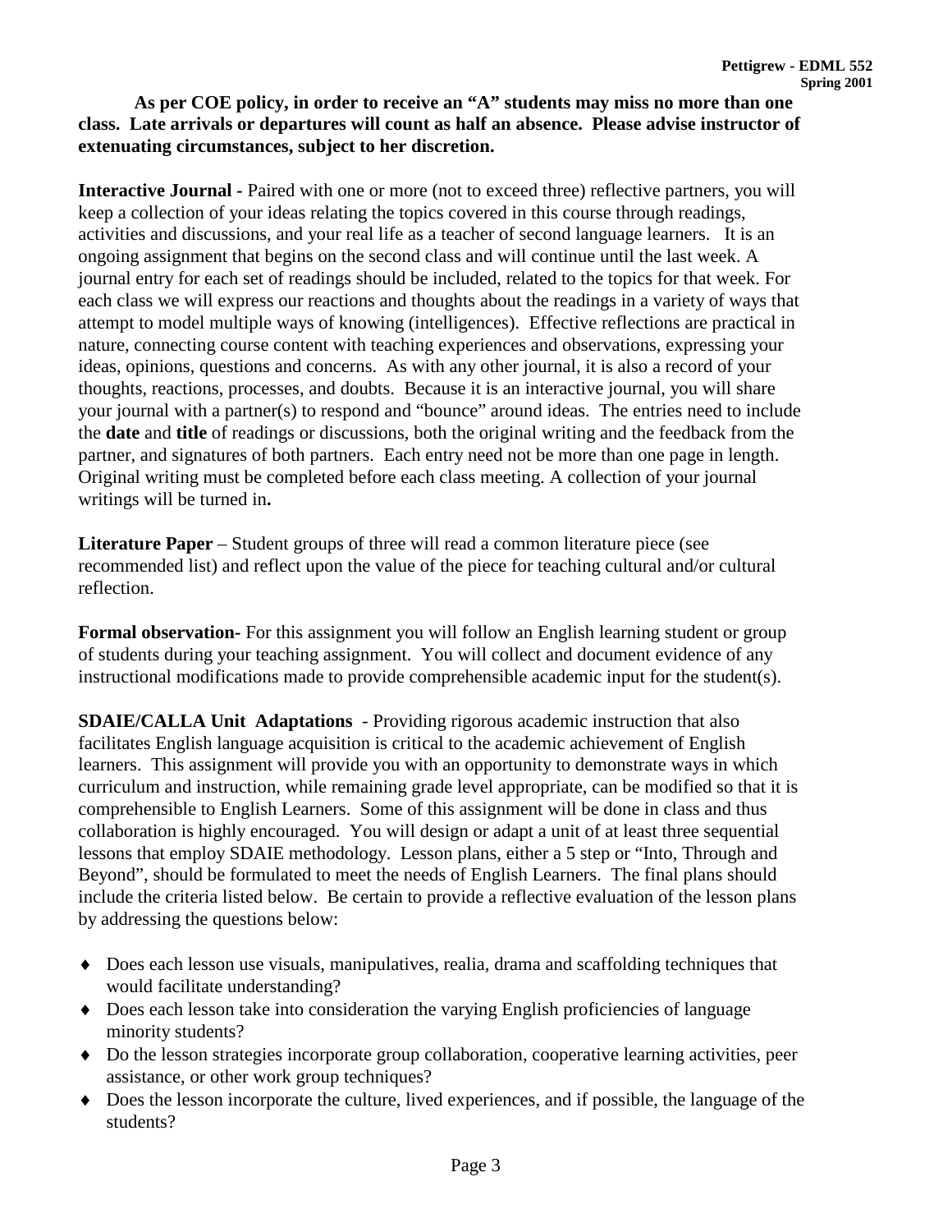**As per COE policy, in order to receive an "A" students may miss no more than one class. Late arrivals or departures will count as half an absence. Please advise instructor of extenuating circumstances, subject to her discretion.**

**Interactive Journal -** Paired with one or more (not to exceed three) reflective partners, you will keep a collection of your ideas relating the topics covered in this course through readings, activities and discussions, and your real life as a teacher of second language learners. It is an ongoing assignment that begins on the second class and will continue until the last week. A journal entry for each set of readings should be included, related to the topics for that week. For each class we will express our reactions and thoughts about the readings in a variety of ways that attempt to model multiple ways of knowing (intelligences). Effective reflections are practical in nature, connecting course content with teaching experiences and observations, expressing your ideas, opinions, questions and concerns. As with any other journal, it is also a record of your thoughts, reactions, processes, and doubts. Because it is an interactive journal, you will share your journal with a partner(s) to respond and "bounce" around ideas. The entries need to include the **date** and **title** of readings or discussions, both the original writing and the feedback from the partner, and signatures of both partners. Each entry need not be more than one page in length. Original writing must be completed before each class meeting. A collection of your journal writings will be turned in**.**

**Literature Paper** – Student groups of three will read a common literature piece (see recommended list) and reflect upon the value of the piece for teaching cultural and/or cultural reflection.

**Formal observation-** For this assignment you will follow an English learning student or group of students during your teaching assignment. You will collect and document evidence of any instructional modifications made to provide comprehensible academic input for the student(s).

**SDAIE/CALLA Unit Adaptations** - Providing rigorous academic instruction that also facilitates English language acquisition is critical to the academic achievement of English learners. This assignment will provide you with an opportunity to demonstrate ways in which curriculum and instruction, while remaining grade level appropriate, can be modified so that it is comprehensible to English Learners. Some of this assignment will be done in class and thus collaboration is highly encouraged. You will design or adapt a unit of at least three sequential lessons that employ SDAIE methodology. Lesson plans, either a 5 step or "Into, Through and Beyond", should be formulated to meet the needs of English Learners. The final plans should include the criteria listed below. Be certain to provide a reflective evaluation of the lesson plans by addressing the questions below:

- Does each lesson use visuals, manipulatives, realia, drama and scaffolding techniques that would facilitate understanding?
- Does each lesson take into consideration the varying English proficiencies of language minority students?
- Do the lesson strategies incorporate group collaboration, cooperative learning activities, peer assistance, or other work group techniques?
- Does the lesson incorporate the culture, lived experiences, and if possible, the language of the students?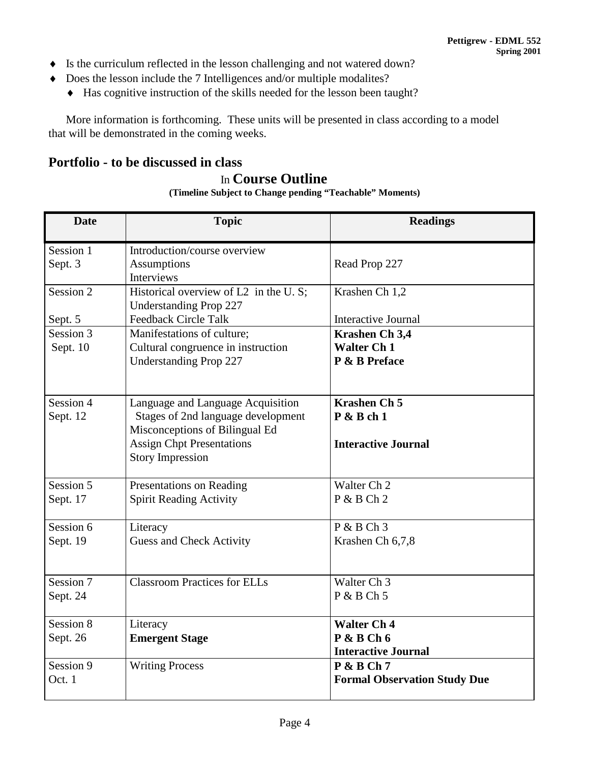- Is the curriculum reflected in the lesson challenging and not watered down?
- Does the lesson include the 7 Intelligences and/or multiple modalites?
  - Has cognitive instruction of the skills needed for the lesson been taught?

More information is forthcoming. These units will be presented in class according to a model that will be demonstrated in the coming weeks.

## Portfolio - to be discussed in class

## In Course Outline

**(Timeline Subject to Change pending "Teachable" Moments)**

| Date | Topic | Readings |
|---|---|---|
| Session 1<br>Sept. 3 | Introduction/course overview<br>Assumptions<br>Interviews | Read Prop 227 |
| Session 2<br>Sept. 5 | Historical overview of L2 in the U. S;<br>Understanding Prop 227<br>Feedback Circle Talk | Krashen Ch 1,2<br>Interactive Journal |
| Session 3<br>Sept. 10 | Manifestations of culture;<br>Cultural congruence in instruction<br>Understanding Prop 227 | **Krashen Ch 3,4**<br>**Walter Ch 1**<br>**P & B Preface** |
| Session 4<br>Sept. 12 | Language and Language Acquisition<br>Stages of 2nd language development<br>Misconceptions of Bilingual Ed<br>Assign Chpt Presentations<br>Story Impression | **Krashen Ch 5**<br>**P & B ch 1**<br>**Interactive Journal** |
| Session 5<br>Sept. 17 | Presentations on Reading<br>Spirit Reading Activity | Walter Ch 2<br>P & B Ch 2 |
| Session 6<br>Sept. 19 | Literacy<br>Guess and Check Activity | P & B Ch 3<br>Krashen Ch 6,7,8 |
| Session 7<br>Sept. 24 | Classroom Practices for ELLs | Walter Ch 3<br>P & B Ch 5 |
| Session 8<br>Sept. 26 | Literacy<br>**Emergent Stage** | **Walter Ch 4**<br>**P & B Ch 6**<br>**Interactive Journal** |
| Session 9<br>Oct. 1 | Writing Process | **P & B Ch 7**<br>**Formal Observation Study Due** |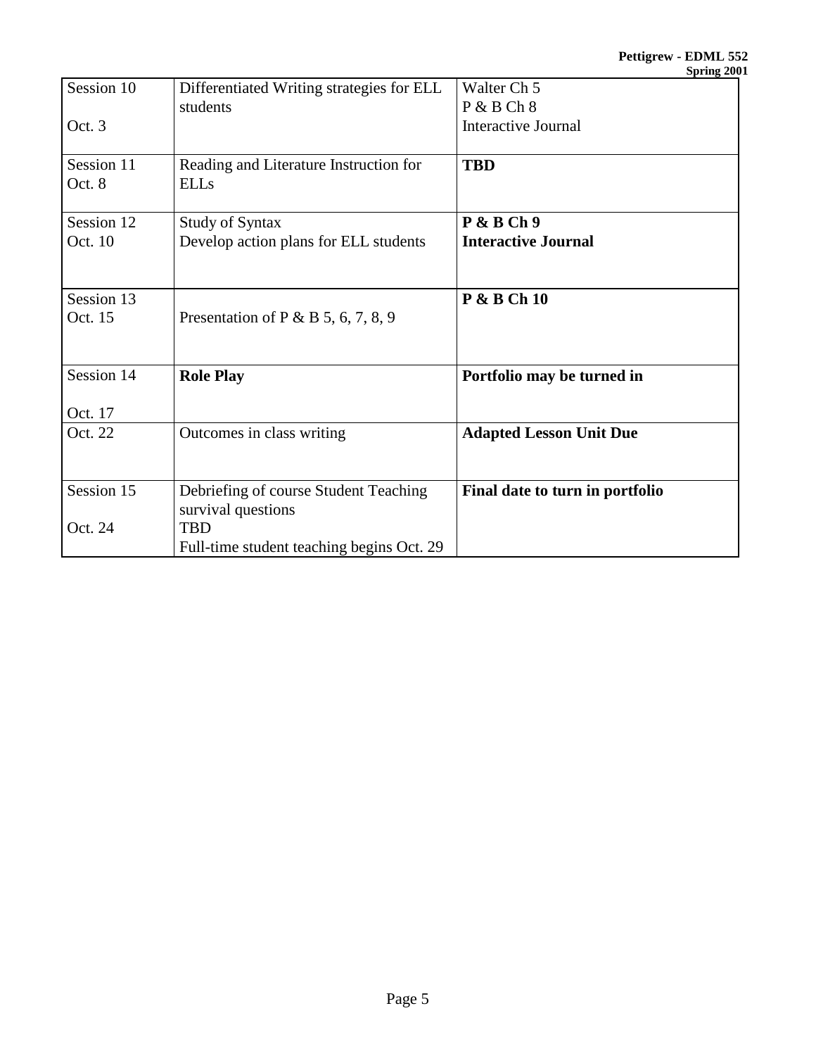| Session 10<br><br>Oct. 3 | Differentiated Writing strategies for ELL students | Walter Ch 5<br>P & B Ch 8<br>Interactive Journal |
|---|---|---|
| Session 11<br>Oct. 8 | Reading and Literature Instruction for ELLs | **TBD** |
| Session 12<br>Oct. 10 | Study of Syntax<br>Develop action plans for ELL students | **P & B Ch 9**<br>**Interactive Journal** |
| Session 13<br>Oct. 15 | Presentation of P & B 5, 6, 7, 8, 9 | **P & B Ch 10** |
| Session 14<br><br>Oct. 17 | **Role Play** | **Portfolio may be turned in** |
| Oct. 22 | Outcomes in class writing | **Adapted Lesson Unit Due** |
| Session 15<br><br>Oct. 24 | Debriefing of course Student Teaching survival questions<br>TBD<br>Full-time student teaching begins Oct. 29 | **Final date to turn in portfolio** |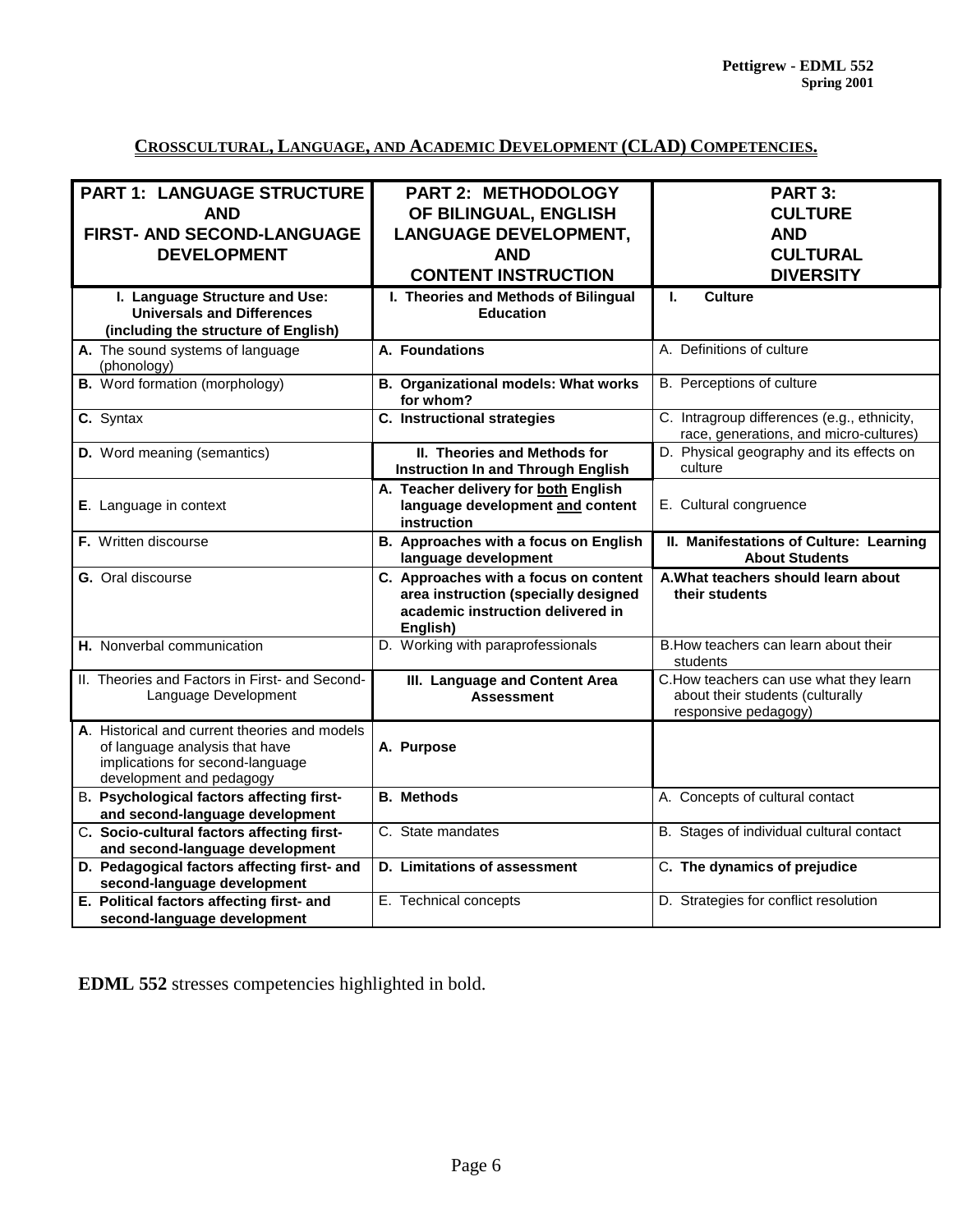## CROSSCULTURAL, LANGUAGE, AND ACADEMIC DEVELOPMENT (CLAD) COMPETENCIES.

| **PART 1: LANGUAGE STRUCTURE AND FIRST- AND SECOND-LANGUAGE DEVELOPMENT** | **PART 2: METHODOLOGY OF BILINGUAL, ENGLISH LANGUAGE DEVELOPMENT, AND CONTENT INSTRUCTION** | **PART 3: CULTURE AND CULTURAL DIVERSITY** |
|---|---|---|
| **I. Language Structure and Use: Universals and Differences (including the structure of English)** | **I. Theories and Methods of Bilingual Education** | **I. Culture** |
| **A.** The sound systems of language (phonology) | **A. Foundations** | A. Definitions of culture |
| **B.** Word formation (morphology) | **B. Organizational models: What works for whom?** | B. Perceptions of culture |
| **C.** Syntax | **C. Instructional strategies** | C. Intragroup differences (e.g., ethnicity, race, generations, and micro-cultures) |
| **D.** Word meaning (semantics) | **II. Theories and Methods for Instruction In and Through English** | D. Physical geography and its effects on culture |
| **E**. Language in context | **A. Teacher delivery for both English language development and content instruction** | E. Cultural congruence |
| **F.** Written discourse | **B. Approaches with a focus on English language development** | **II. Manifestations of Culture: Learning About Students** |
| **G.** Oral discourse | **C. Approaches with a focus on content area instruction (specially designed academic instruction delivered in English)** | **A. What teachers should learn about their students** |
| **H.** Nonverbal communication | D. Working with paraprofessionals | B. How teachers can learn about their students |
| II. Theories and Factors in First- and Second-Language Development | **III. Language and Content Area Assessment** | C. How teachers can use what they learn about their students (culturally responsive pedagogy) |
| **A**. Historical and current theories and models of language analysis that have implications for second-language development and pedagogy | **A. Purpose** | |
| B**. Psychological factors affecting first- and second-language development** | **B. Methods** | A. Concepts of cultural contact |
| C**. Socio-cultural factors affecting first- and second-language development** | C. State mandates | B. Stages of individual cultural contact |
| **D. Pedagogical factors affecting first- and second-language development** | **D. Limitations of assessment** | C**. The dynamics of prejudice** |
| **E. Political factors affecting first- and second-language development** | E. Technical concepts | D. Strategies for conflict resolution |

**EDML 552** stresses competencies highlighted in bold.